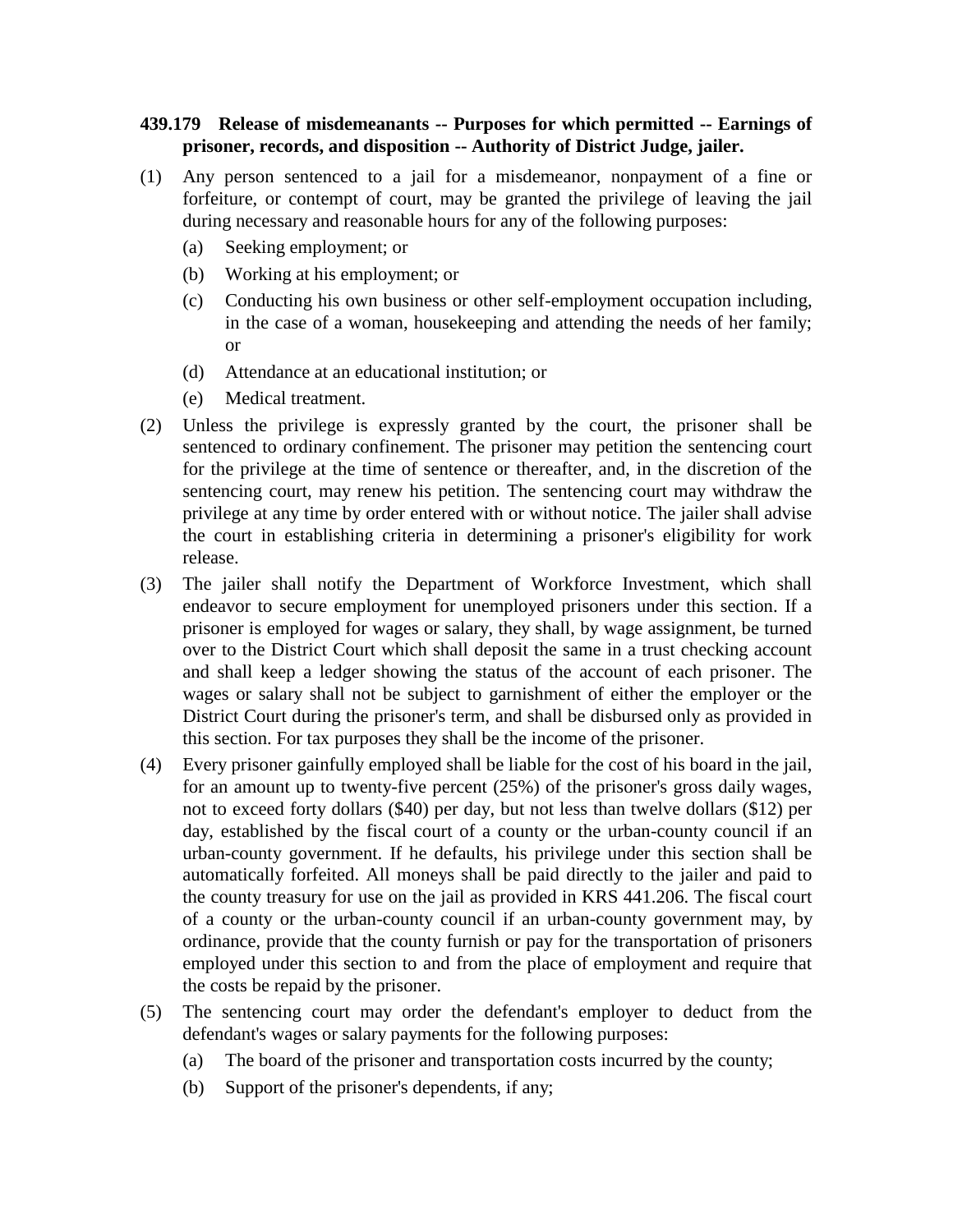**439.179 Release of misdemeanants -- Purposes for which permitted -- Earnings of prisoner, records, and disposition -- Authority of District Judge, jailer.**

(1) Any person sentenced to a jail for a misdemeanor, nonpayment of a fine or forfeiture, or contempt of court, may be granted the privilege of leaving the jail during necessary and reasonable hours for any of the following purposes:

(a) Seeking employment; or

(b) Working at his employment; or

(c) Conducting his own business or other self-employment occupation including, in the case of a woman, housekeeping and attending the needs of her family; or

(d) Attendance at an educational institution; or

(e) Medical treatment.

(2) Unless the privilege is expressly granted by the court, the prisoner shall be sentenced to ordinary confinement. The prisoner may petition the sentencing court for the privilege at the time of sentence or thereafter, and, in the discretion of the sentencing court, may renew his petition. The sentencing court may withdraw the privilege at any time by order entered with or without notice. The jailer shall advise the court in establishing criteria in determining a prisoner's eligibility for work release.

(3) The jailer shall notify the Department of Workforce Investment, which shall endeavor to secure employment for unemployed prisoners under this section. If a prisoner is employed for wages or salary, they shall, by wage assignment, be turned over to the District Court which shall deposit the same in a trust checking account and shall keep a ledger showing the status of the account of each prisoner. The wages or salary shall not be subject to garnishment of either the employer or the District Court during the prisoner's term, and shall be disbursed only as provided in this section. For tax purposes they shall be the income of the prisoner.

(4) Every prisoner gainfully employed shall be liable for the cost of his board in the jail, for an amount up to twenty-five percent (25%) of the prisoner's gross daily wages, not to exceed forty dollars ($40) per day, but not less than twelve dollars ($12) per day, established by the fiscal court of a county or the urban-county council if an urban-county government. If he defaults, his privilege under this section shall be automatically forfeited. All moneys shall be paid directly to the jailer and paid to the county treasury for use on the jail as provided in KRS 441.206. The fiscal court of a county or the urban-county council if an urban-county government may, by ordinance, provide that the county furnish or pay for the transportation of prisoners employed under this section to and from the place of employment and require that the costs be repaid by the prisoner.

(5) The sentencing court may order the defendant's employer to deduct from the defendant's wages or salary payments for the following purposes:

(a) The board of the prisoner and transportation costs incurred by the county;

(b) Support of the prisoner's dependents, if any;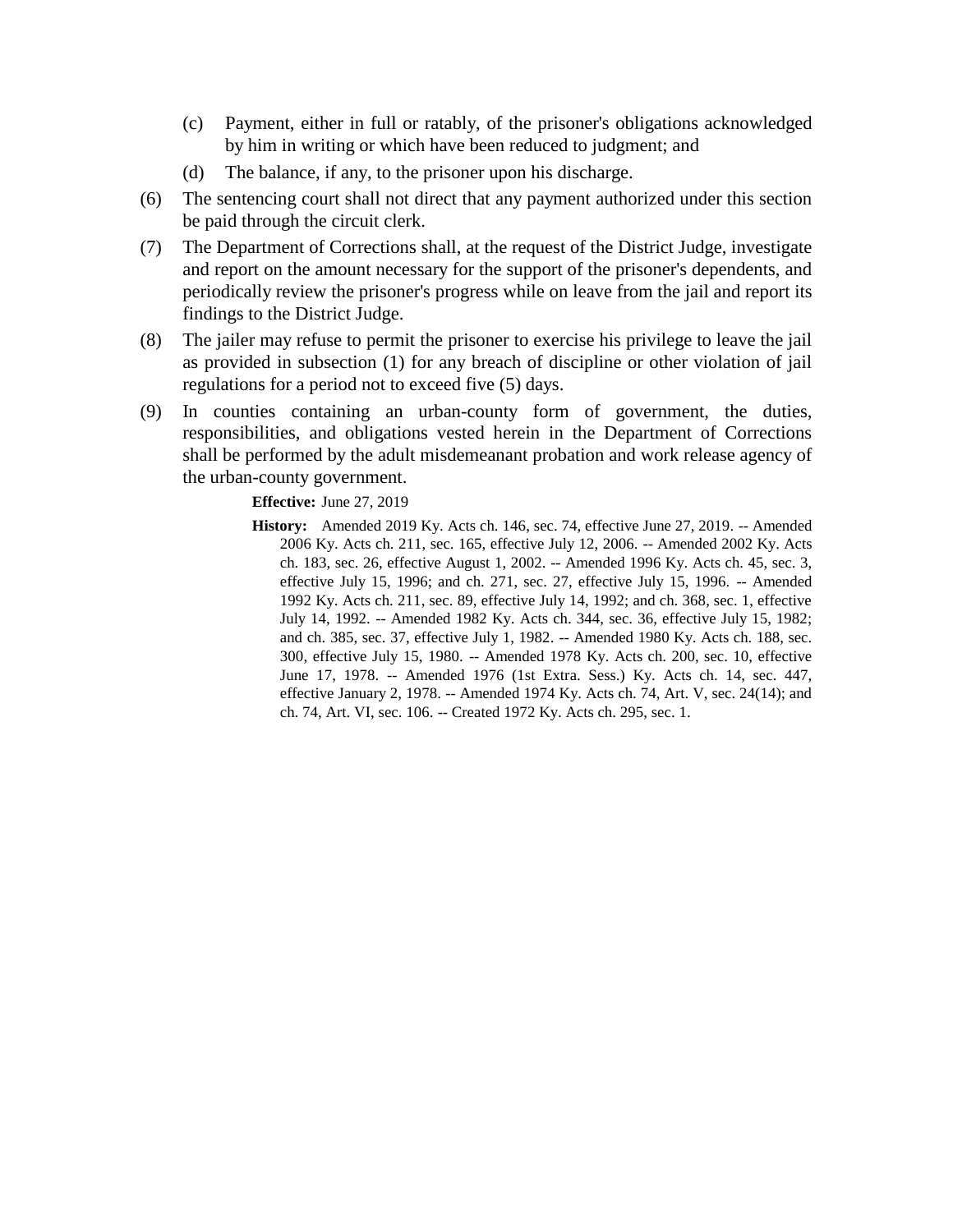(c) Payment, either in full or ratably, of the prisoner's obligations acknowledged by him in writing or which have been reduced to judgment; and

(d) The balance, if any, to the prisoner upon his discharge.

(6) The sentencing court shall not direct that any payment authorized under this section be paid through the circuit clerk.

(7) The Department of Corrections shall, at the request of the District Judge, investigate and report on the amount necessary for the support of the prisoner's dependents, and periodically review the prisoner's progress while on leave from the jail and report its findings to the District Judge.

(8) The jailer may refuse to permit the prisoner to exercise his privilege to leave the jail as provided in subsection (1) for any breach of discipline or other violation of jail regulations for a period not to exceed five (5) days.

(9) In counties containing an urban-county form of government, the duties, responsibilities, and obligations vested herein in the Department of Corrections shall be performed by the adult misdemeanant probation and work release agency of the urban-county government.

**Effective:** June 27, 2019

**History:** Amended 2019 Ky. Acts ch. 146, sec. 74, effective June 27, 2019. -- Amended 2006 Ky. Acts ch. 211, sec. 165, effective July 12, 2006. -- Amended 2002 Ky. Acts ch. 183, sec. 26, effective August 1, 2002. -- Amended 1996 Ky. Acts ch. 45, sec. 3, effective July 15, 1996; and ch. 271, sec. 27, effective July 15, 1996. -- Amended 1992 Ky. Acts ch. 211, sec. 89, effective July 14, 1992; and ch. 368, sec. 1, effective July 14, 1992. -- Amended 1982 Ky. Acts ch. 344, sec. 36, effective July 15, 1982; and ch. 385, sec. 37, effective July 1, 1982. -- Amended 1980 Ky. Acts ch. 188, sec. 300, effective July 15, 1980. -- Amended 1978 Ky. Acts ch. 200, sec. 10, effective June 17, 1978. -- Amended 1976 (1st Extra. Sess.) Ky. Acts ch. 14, sec. 447, effective January 2, 1978. -- Amended 1974 Ky. Acts ch. 74, Art. V, sec. 24(14); and ch. 74, Art. VI, sec. 106. -- Created 1972 Ky. Acts ch. 295, sec. 1.